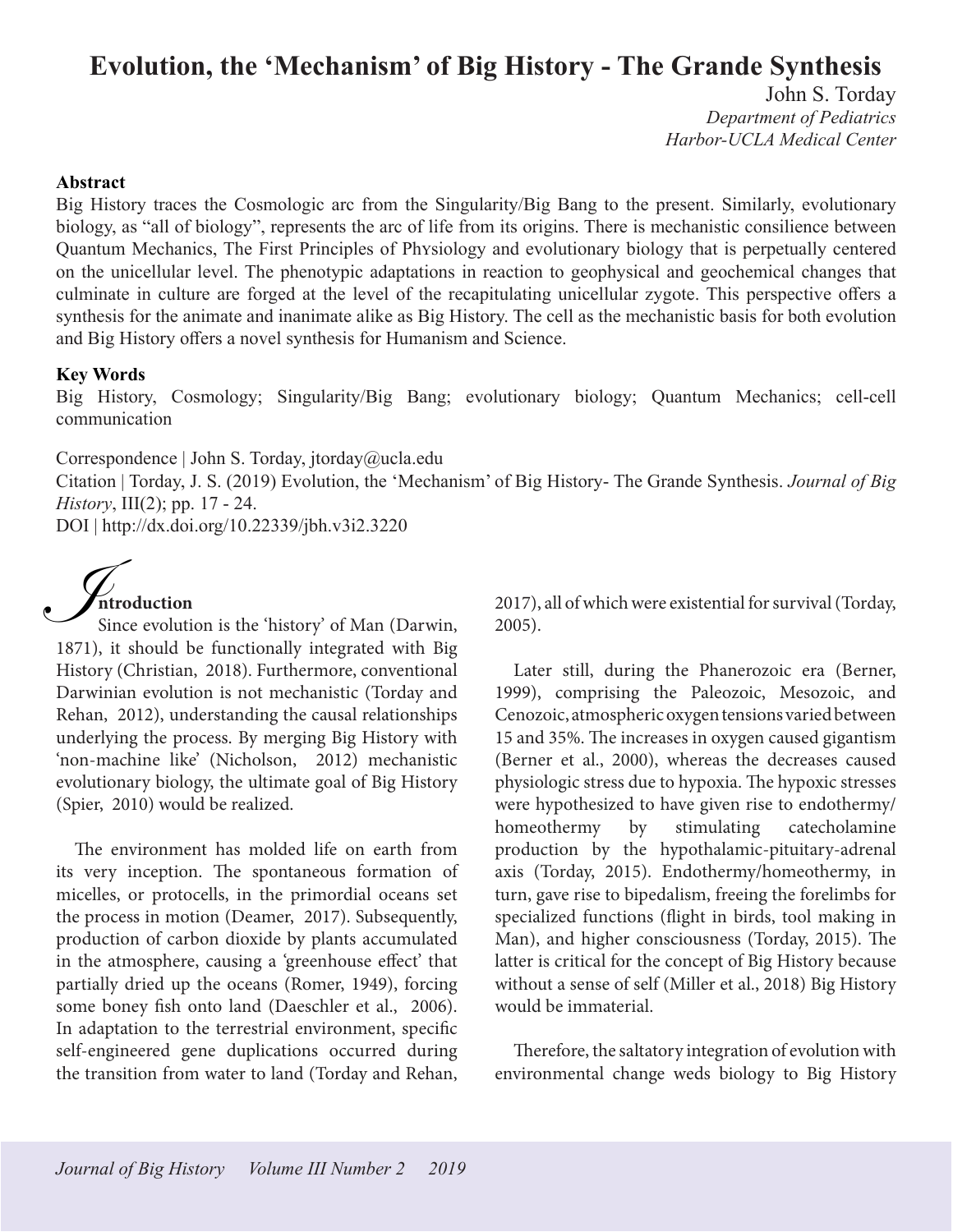# Evolution, the 'Mechanism' of Big History - The Grande Synthesis

John S. Torday
*Department of Pediatrics*
*Harbor-UCLA Medical Center*

### Abstract

Big History traces the Cosmologic arc from the Singularity/Big Bang to the present. Similarly, evolutionary biology, as "all of biology", represents the arc of life from its origins. There is mechanistic consilience between Quantum Mechanics, The First Principles of Physiology and evolutionary biology that is perpetually centered on the unicellular level. The phenotypic adaptations in reaction to geophysical and geochemical changes that culminate in culture are forged at the level of the recapitulating unicellular zygote. This perspective offers a synthesis for the animate and inanimate alike as Big History. The cell as the mechanistic basis for both evolution and Big History offers a novel synthesis for Humanism and Science.

### Key Words

Big History, Cosmology; Singularity/Big Bang; evolutionary biology; Quantum Mechanics; cell-cell communication

Correspondence | John S. Torday, jtorday@ucla.edu
Citation | Torday, J. S. (2019) Evolution, the 'Mechanism' of Big History- The Grande Synthesis. *Journal of Big History*, III(2); pp. 17 - 24.
DOI | http://dx.doi.org/10.22339/jbh.v3i2.3220

## Introduction

Since evolution is the 'history' of Man (Darwin, 1871), it should be functionally integrated with Big History (Christian, 2018). Furthermore, conventional Darwinian evolution is not mechanistic (Torday and Rehan, 2012), understanding the causal relationships underlying the process. By merging Big History with 'non-machine like' (Nicholson, 2012) mechanistic evolutionary biology, the ultimate goal of Big History (Spier, 2010) would be realized.

The environment has molded life on earth from its very inception. The spontaneous formation of micelles, or protocells, in the primordial oceans set the process in motion (Deamer, 2017). Subsequently, production of carbon dioxide by plants accumulated in the atmosphere, causing a 'greenhouse effect' that partially dried up the oceans (Romer, 1949), forcing some boney fish onto land (Daeschler et al., 2006). In adaptation to the terrestrial environment, specific self-engineered gene duplications occurred during the transition from water to land (Torday and Rehan, 2017), all of which were existential for survival (Torday, 2005).

Later still, during the Phanerozoic era (Berner, 1999), comprising the Paleozoic, Mesozoic, and Cenozoic, atmospheric oxygen tensions varied between 15 and 35%. The increases in oxygen caused gigantism (Berner et al., 2000), whereas the decreases caused physiologic stress due to hypoxia. The hypoxic stresses were hypothesized to have given rise to endothermy/homeothermy by stimulating catecholamine production by the hypothalamic-pituitary-adrenal axis (Torday, 2015). Endothermy/homeothermy, in turn, gave rise to bipedalism, freeing the forelimbs for specialized functions (flight in birds, tool making in Man), and higher consciousness (Torday, 2015). The latter is critical for the concept of Big History because without a sense of self (Miller et al., 2018) Big History would be immaterial.

Therefore, the saltatory integration of evolution with environmental change weds biology to Big History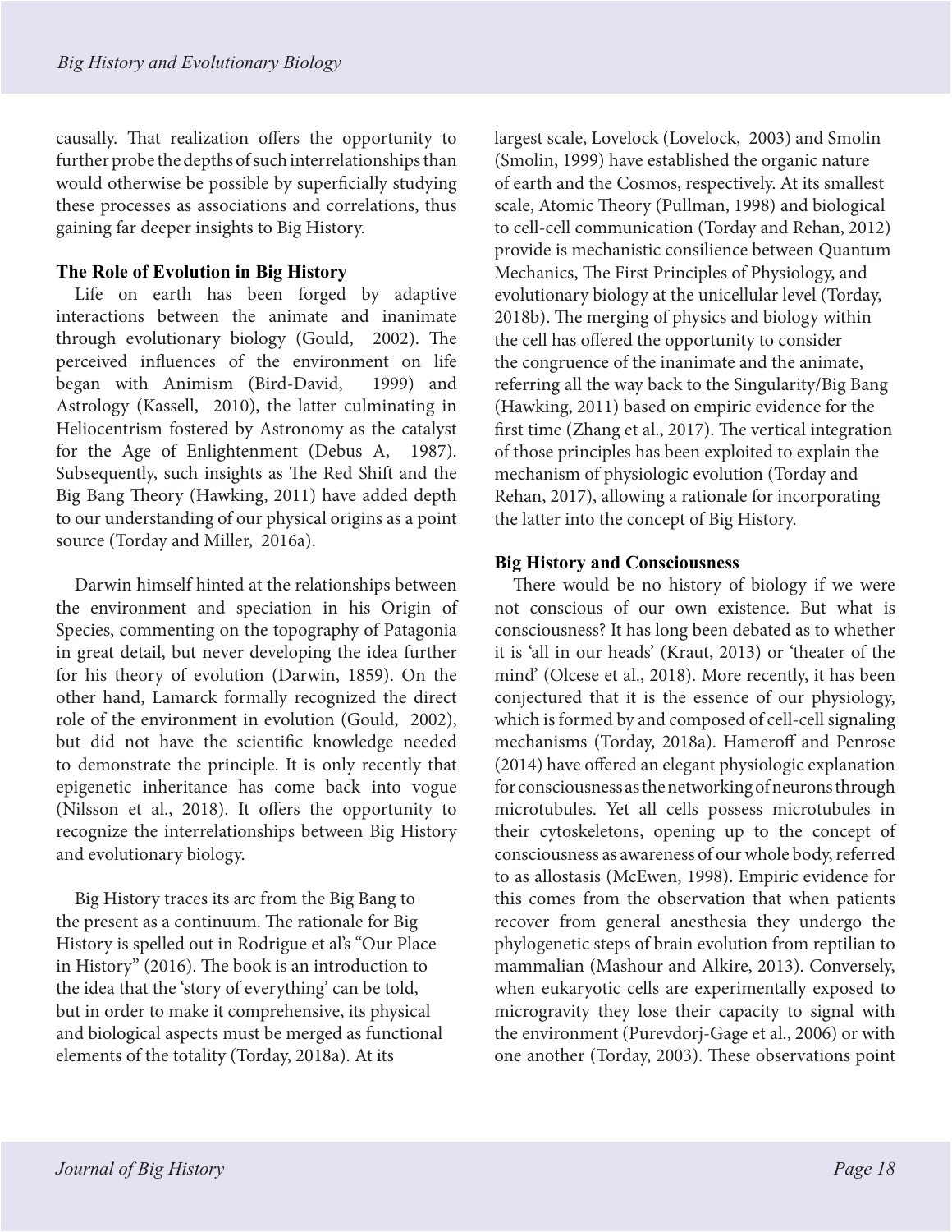causally. That realization offers the opportunity to further probe the depths of such interrelationships than would otherwise be possible by superficially studying these processes as associations and correlations, thus gaining far deeper insights to Big History.

## The Role of Evolution in Big History

Life on earth has been forged by adaptive interactions between the animate and inanimate through evolutionary biology (Gould, 2002). The perceived influences of the environment on life began with Animism (Bird-David, 1999) and Astrology (Kassell, 2010), the latter culminating in Heliocentrism fostered by Astronomy as the catalyst for the Age of Enlightenment (Debus A, 1987). Subsequently, such insights as The Red Shift and the Big Bang Theory (Hawking, 2011) have added depth to our understanding of our physical origins as a point source (Torday and Miller, 2016a).

Darwin himself hinted at the relationships between the environment and speciation in his Origin of Species, commenting on the topography of Patagonia in great detail, but never developing the idea further for his theory of evolution (Darwin, 1859). On the other hand, Lamarck formally recognized the direct role of the environment in evolution (Gould, 2002), but did not have the scientific knowledge needed to demonstrate the principle. It is only recently that epigenetic inheritance has come back into vogue (Nilsson et al., 2018). It offers the opportunity to recognize the interrelationships between Big History and evolutionary biology.

Big History traces its arc from the Big Bang to the present as a continuum. The rationale for Big History is spelled out in Rodrigue et al's "Our Place in History" (2016). The book is an introduction to the idea that the 'story of everything' can be told, but in order to make it comprehensive, its physical and biological aspects must be merged as functional elements of the totality (Torday, 2018a). At its largest scale, Lovelock (Lovelock, 2003) and Smolin (Smolin, 1999) have established the organic nature of earth and the Cosmos, respectively. At its smallest scale, Atomic Theory (Pullman, 1998) and biological to cell-cell communication (Torday and Rehan, 2012) provide is mechanistic consilience between Quantum Mechanics, The First Principles of Physiology, and evolutionary biology at the unicellular level (Torday, 2018b). The merging of physics and biology within the cell has offered the opportunity to consider the congruence of the inanimate and the animate, referring all the way back to the Singularity/Big Bang (Hawking, 2011) based on empiric evidence for the first time (Zhang et al., 2017). The vertical integration of those principles has been exploited to explain the mechanism of physiologic evolution (Torday and Rehan, 2017), allowing a rationale for incorporating the latter into the concept of Big History.

## Big History and Consciousness

There would be no history of biology if we were not conscious of our own existence. But what is consciousness? It has long been debated as to whether it is 'all in our heads' (Kraut, 2013) or 'theater of the mind' (Olcese et al., 2018). More recently, it has been conjectured that it is the essence of our physiology, which is formed by and composed of cell-cell signaling mechanisms (Torday, 2018a). Hameroff and Penrose (2014) have offered an elegant physiologic explanation for consciousness as the networking of neurons through microtubules. Yet all cells possess microtubules in their cytoskeletons, opening up to the concept of consciousness as awareness of our whole body, referred to as allostasis (McEwen, 1998). Empiric evidence for this comes from the observation that when patients recover from general anesthesia they undergo the phylogenetic steps of brain evolution from reptilian to mammalian (Mashour and Alkire, 2013). Conversely, when eukaryotic cells are experimentally exposed to microgravity they lose their capacity to signal with the environment (Purevdorj-Gage et al., 2006) or with one another (Torday, 2003). These observations point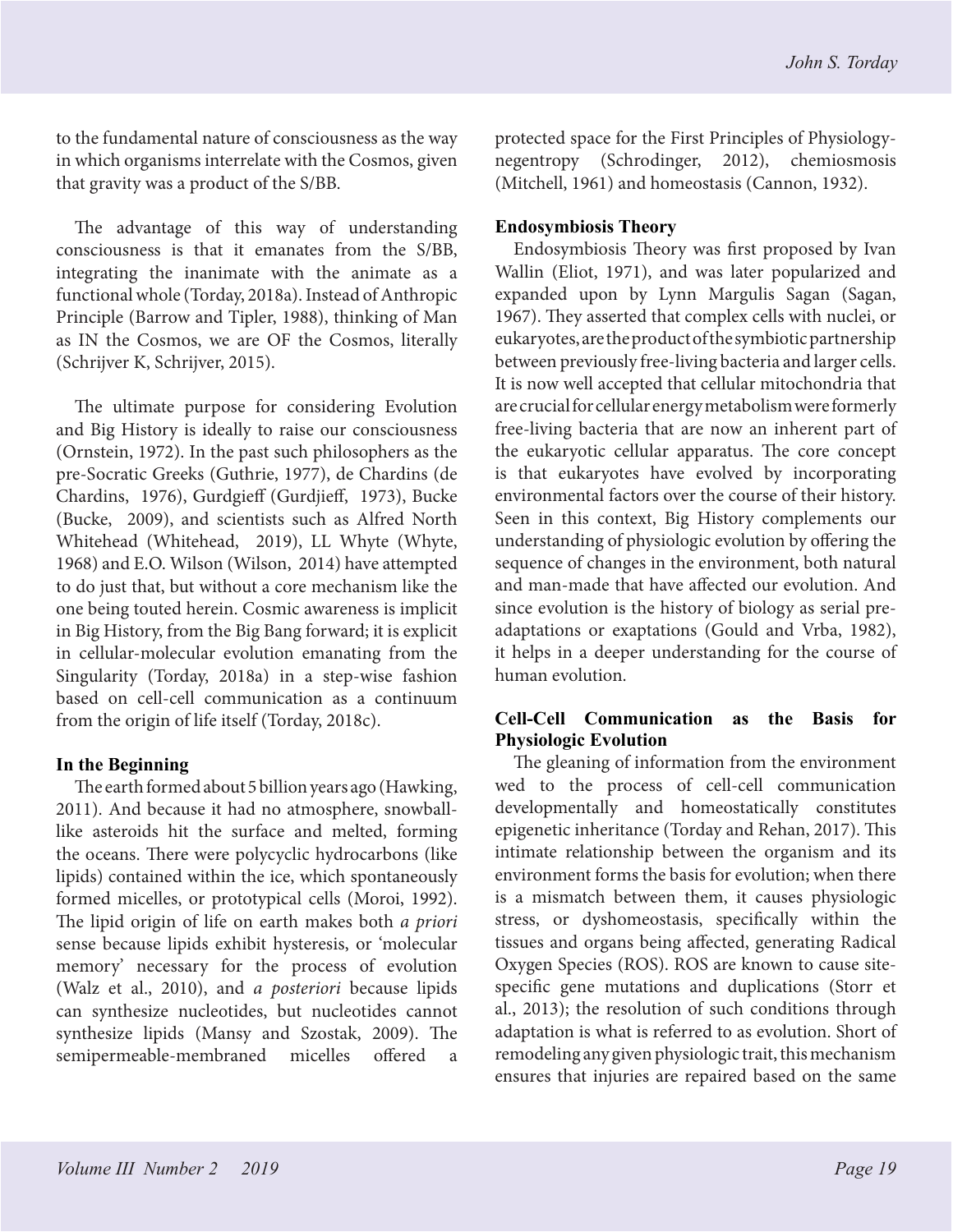to the fundamental nature of consciousness as the way in which organisms interrelate with the Cosmos, given that gravity was a product of the S/BB.

The advantage of this way of understanding consciousness is that it emanates from the S/BB, integrating the inanimate with the animate as a functional whole (Torday, 2018a). Instead of Anthropic Principle (Barrow and Tipler, 1988), thinking of Man as IN the Cosmos, we are OF the Cosmos, literally (Schrijver K, Schrijver, 2015).

The ultimate purpose for considering Evolution and Big History is ideally to raise our consciousness (Ornstein, 1972). In the past such philosophers as the pre-Socratic Greeks (Guthrie, 1977), de Chardins (de Chardins, 1976), Gurdgieff (Gurdjieff, 1973), Bucke (Bucke, 2009), and scientists such as Alfred North Whitehead (Whitehead, 2019), LL Whyte (Whyte, 1968) and E.O. Wilson (Wilson, 2014) have attempted to do just that, but without a core mechanism like the one being touted herein. Cosmic awareness is implicit in Big History, from the Big Bang forward; it is explicit in cellular-molecular evolution emanating from the Singularity (Torday, 2018a) in a step-wise fashion based on cell-cell communication as a continuum from the origin of life itself (Torday, 2018c).

### In the Beginning

The earth formed about 5 billion years ago (Hawking, 2011). And because it had no atmosphere, snowball-like asteroids hit the surface and melted, forming the oceans. There were polycyclic hydrocarbons (like lipids) contained within the ice, which spontaneously formed micelles, or prototypical cells (Moroi, 1992). The lipid origin of life on earth makes both *a priori* sense because lipids exhibit hysteresis, or 'molecular memory' necessary for the process of evolution (Walz et al., 2010), and *a posteriori* because lipids can synthesize nucleotides, but nucleotides cannot synthesize lipids (Mansy and Szostak, 2009). The semipermeable-membraned micelles offered a protected space for the First Principles of Physiology-negentropy (Schrodinger, 2012), chemiosmosis (Mitchell, 1961) and homeostasis (Cannon, 1932).

### Endosymbiosis Theory

Endosymbiosis Theory was first proposed by Ivan Wallin (Eliot, 1971), and was later popularized and expanded upon by Lynn Margulis Sagan (Sagan, 1967). They asserted that complex cells with nuclei, or eukaryotes, are the product of the symbiotic partnership between previously free-living bacteria and larger cells. It is now well accepted that cellular mitochondria that are crucial for cellular energy metabolism were formerly free-living bacteria that are now an inherent part of the eukaryotic cellular apparatus. The core concept is that eukaryotes have evolved by incorporating environmental factors over the course of their history. Seen in this context, Big History complements our understanding of physiologic evolution by offering the sequence of changes in the environment, both natural and man-made that have affected our evolution. And since evolution is the history of biology as serial pre-adaptations or exaptations (Gould and Vrba, 1982), it helps in a deeper understanding for the course of human evolution.

### Cell-Cell Communication as the Basis for Physiologic Evolution

The gleaning of information from the environment wed to the process of cell-cell communication developmentally and homeostatically constitutes epigenetic inheritance (Torday and Rehan, 2017). This intimate relationship between the organism and its environment forms the basis for evolution; when there is a mismatch between them, it causes physiologic stress, or dyshomeostasis, specifically within the tissues and organs being affected, generating Radical Oxygen Species (ROS). ROS are known to cause site-specific gene mutations and duplications (Storr et al., 2013); the resolution of such conditions through adaptation is what is referred to as evolution. Short of remodeling any given physiologic trait, this mechanism ensures that injuries are repaired based on the same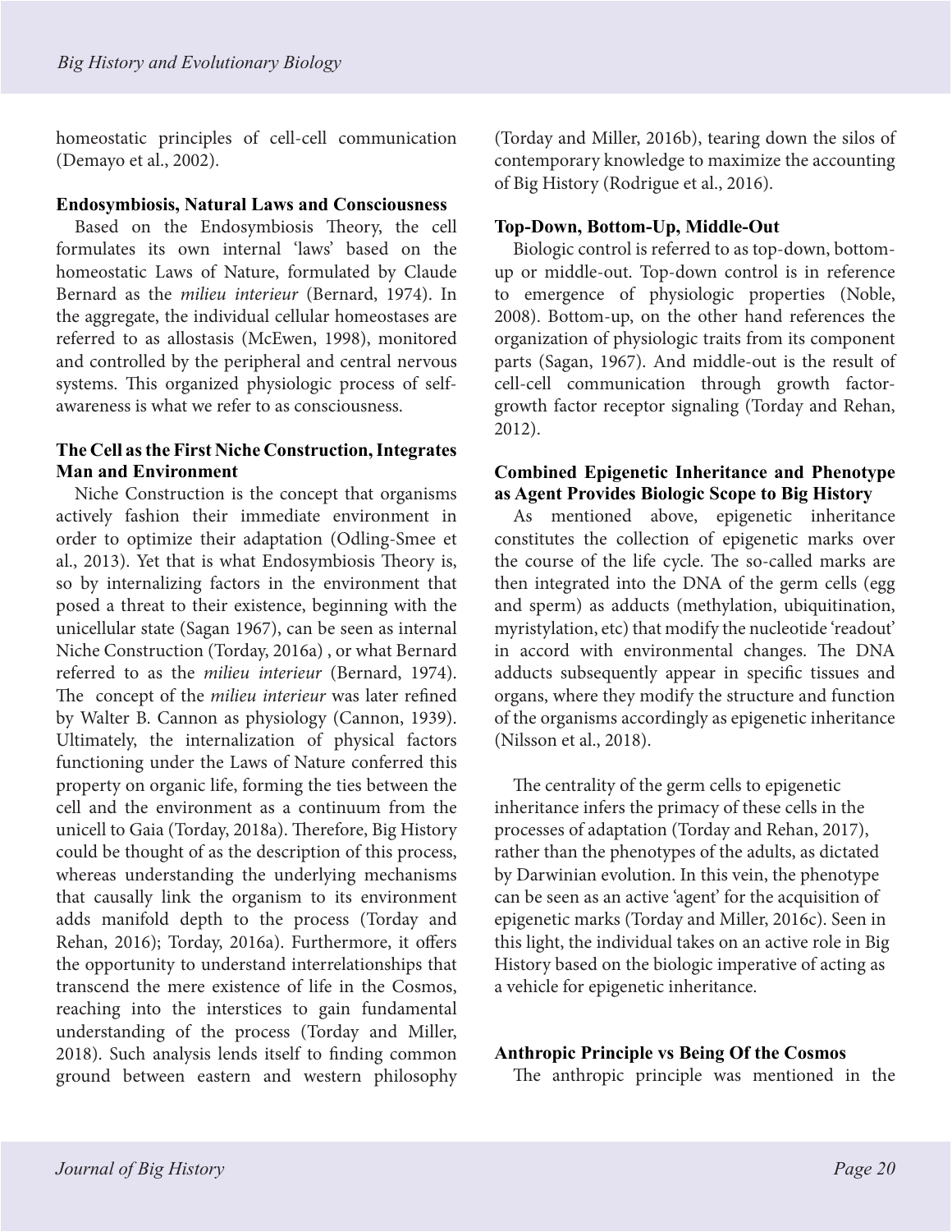homeostatic principles of cell-cell communication (Demayo et al., 2002).

**Endosymbiosis, Natural Laws and Consciousness**

Based on the Endosymbiosis Theory, the cell formulates its own internal 'laws' based on the homeostatic Laws of Nature, formulated by Claude Bernard as the *milieu interieur* (Bernard, 1974). In the aggregate, the individual cellular homeostases are referred to as allostasis (McEwen, 1998), monitored and controlled by the peripheral and central nervous systems. This organized physiologic process of self-awareness is what we refer to as consciousness.

**The Cell as the First Niche Construction, Integrates Man and Environment**

Niche Construction is the concept that organisms actively fashion their immediate environment in order to optimize their adaptation (Odling-Smee et al., 2013). Yet that is what Endosymbiosis Theory is, so by internalizing factors in the environment that posed a threat to their existence, beginning with the unicellular state (Sagan 1967), can be seen as internal Niche Construction (Torday, 2016a) , or what Bernard referred to as the *milieu interieur* (Bernard, 1974). The concept of the *milieu interieur* was later refined by Walter B. Cannon as physiology (Cannon, 1939). Ultimately, the internalization of physical factors functioning under the Laws of Nature conferred this property on organic life, forming the ties between the cell and the environment as a continuum from the unicell to Gaia (Torday, 2018a). Therefore, Big History could be thought of as the description of this process, whereas understanding the underlying mechanisms that causally link the organism to its environment adds manifold depth to the process (Torday and Rehan, 2016); Torday, 2016a). Furthermore, it offers the opportunity to understand interrelationships that transcend the mere existence of life in the Cosmos, reaching into the interstices to gain fundamental understanding of the process (Torday and Miller, 2018). Such analysis lends itself to finding common ground between eastern and western philosophy (Torday and Miller, 2016b), tearing down the silos of contemporary knowledge to maximize the accounting of Big History (Rodrigue et al., 2016).

**Top-Down, Bottom-Up, Middle-Out**

Biologic control is referred to as top-down, bottom-up or middle-out. Top-down control is in reference to emergence of physiologic properties (Noble, 2008). Bottom-up, on the other hand references the organization of physiologic traits from its component parts (Sagan, 1967). And middle-out is the result of cell-cell communication through growth factor-growth factor receptor signaling (Torday and Rehan, 2012).

**Combined Epigenetic Inheritance and Phenotype as Agent Provides Biologic Scope to Big History**

As mentioned above, epigenetic inheritance constitutes the collection of epigenetic marks over the course of the life cycle. The so-called marks are then integrated into the DNA of the germ cells (egg and sperm) as adducts (methylation, ubiquitination, myristylation, etc) that modify the nucleotide 'readout' in accord with environmental changes. The DNA adducts subsequently appear in specific tissues and organs, where they modify the structure and function of the organisms accordingly as epigenetic inheritance (Nilsson et al., 2018).

The centrality of the germ cells to epigenetic inheritance infers the primacy of these cells in the processes of adaptation (Torday and Rehan, 2017), rather than the phenotypes of the adults, as dictated by Darwinian evolution. In this vein, the phenotype can be seen as an active 'agent' for the acquisition of epigenetic marks (Torday and Miller, 2016c). Seen in this light, the individual takes on an active role in Big History based on the biologic imperative of acting as a vehicle for epigenetic inheritance.

**Anthropic Principle vs Being Of the Cosmos**

The anthropic principle was mentioned in the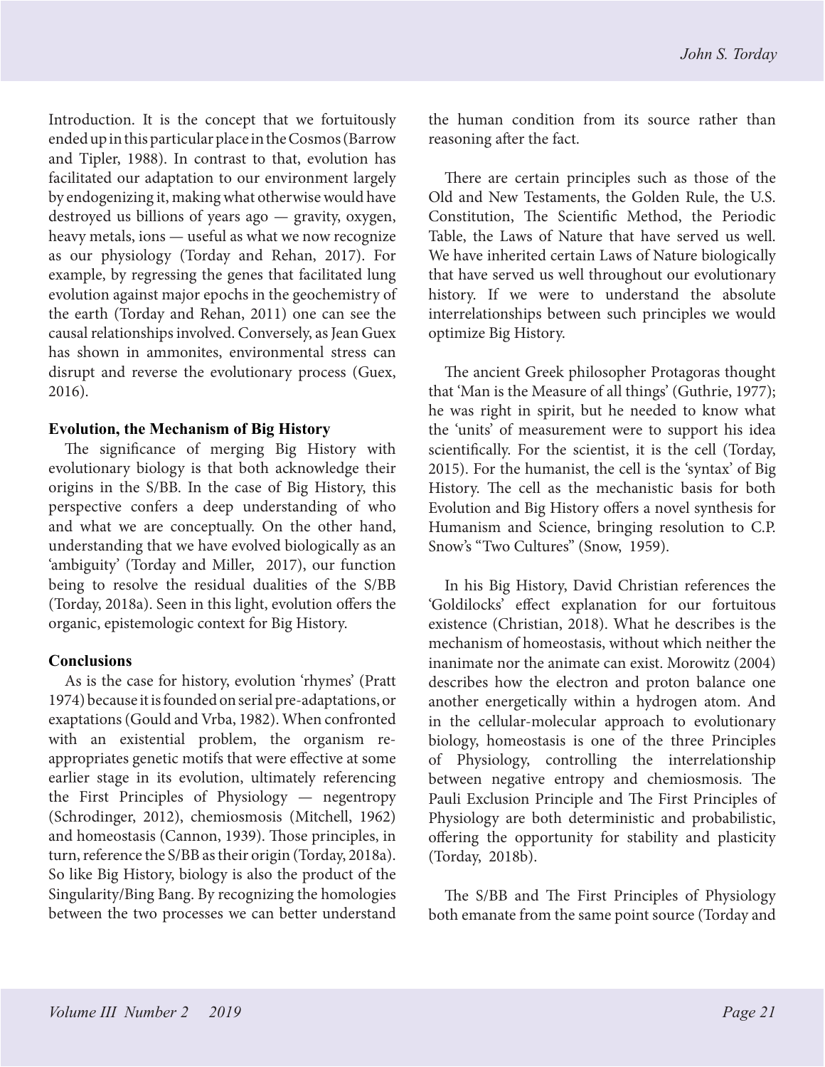Introduction. It is the concept that we fortuitously ended up in this particular place in the Cosmos (Barrow and Tipler, 1988). In contrast to that, evolution has facilitated our adaptation to our environment largely by endogenizing it, making what otherwise would have destroyed us billions of years ago — gravity, oxygen, heavy metals, ions — useful as what we now recognize as our physiology (Torday and Rehan, 2017). For example, by regressing the genes that facilitated lung evolution against major epochs in the geochemistry of the earth (Torday and Rehan, 2011) one can see the causal relationships involved. Conversely, as Jean Guex has shown in ammonites, environmental stress can disrupt and reverse the evolutionary process (Guex, 2016).

### Evolution, the Mechanism of Big History

The significance of merging Big History with evolutionary biology is that both acknowledge their origins in the S/BB. In the case of Big History, this perspective confers a deep understanding of who and what we are conceptually. On the other hand, understanding that we have evolved biologically as an 'ambiguity' (Torday and Miller, 2017), our function being to resolve the residual dualities of the S/BB (Torday, 2018a). Seen in this light, evolution offers the organic, epistemologic context for Big History.

### Conclusions

As is the case for history, evolution 'rhymes' (Pratt 1974) because it is founded on serial pre-adaptations, or exaptations (Gould and Vrba, 1982). When confronted with an existential problem, the organism re-appropriates genetic motifs that were effective at some earlier stage in its evolution, ultimately referencing the First Principles of Physiology — negentropy (Schrodinger, 2012), chemiosmosis (Mitchell, 1962) and homeostasis (Cannon, 1939). Those principles, in turn, reference the S/BB as their origin (Torday, 2018a). So like Big History, biology is also the product of the Singularity/Bing Bang. By recognizing the homologies between the two processes we can better understand the human condition from its source rather than reasoning after the fact.

There are certain principles such as those of the Old and New Testaments, the Golden Rule, the U.S. Constitution, The Scientific Method, the Periodic Table, the Laws of Nature that have served us well. We have inherited certain Laws of Nature biologically that have served us well throughout our evolutionary history. If we were to understand the absolute interrelationships between such principles we would optimize Big History.

The ancient Greek philosopher Protagoras thought that 'Man is the Measure of all things' (Guthrie, 1977); he was right in spirit, but he needed to know what the 'units' of measurement were to support his idea scientifically. For the scientist, it is the cell (Torday, 2015). For the humanist, the cell is the 'syntax' of Big History. The cell as the mechanistic basis for both Evolution and Big History offers a novel synthesis for Humanism and Science, bringing resolution to C.P. Snow's "Two Cultures" (Snow, 1959).

In his Big History, David Christian references the 'Goldilocks' effect explanation for our fortuitous existence (Christian, 2018). What he describes is the mechanism of homeostasis, without which neither the inanimate nor the animate can exist. Morowitz (2004) describes how the electron and proton balance one another energetically within a hydrogen atom. And in the cellular-molecular approach to evolutionary biology, homeostasis is one of the three Principles of Physiology, controlling the interrelationship between negative entropy and chemiosmosis. The Pauli Exclusion Principle and The First Principles of Physiology are both deterministic and probabilistic, offering the opportunity for stability and plasticity (Torday, 2018b).

The S/BB and The First Principles of Physiology both emanate from the same point source (Torday and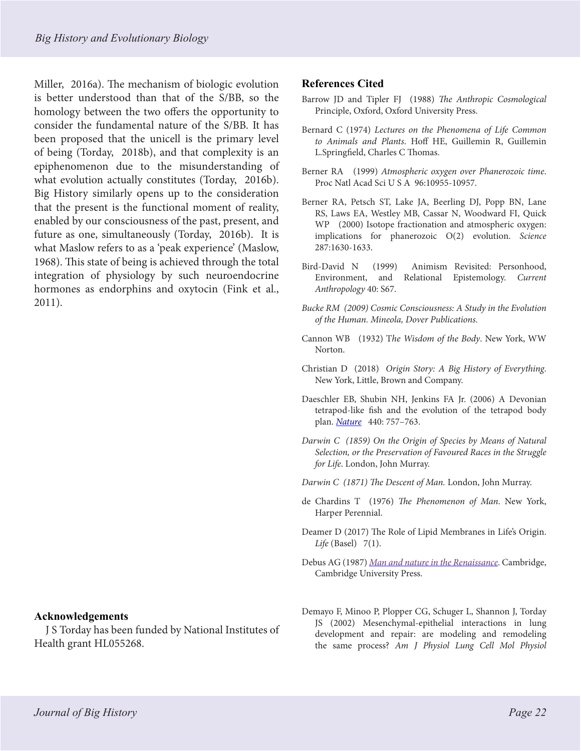Miller, 2016a). The mechanism of biologic evolution is better understood than that of the S/BB, so the homology between the two offers the opportunity to consider the fundamental nature of the S/BB. It has been proposed that the unicell is the primary level of being (Torday, 2018b), and that complexity is an epiphenomenon due to the misunderstanding of what evolution actually constitutes (Torday, 2016b). Big History similarly opens up to the consideration that the present is the functional moment of reality, enabled by our consciousness of the past, present, and future as one, simultaneously (Torday, 2016b). It is what Maslow refers to as a 'peak experience' (Maslow, 1968). This state of being is achieved through the total integration of physiology by such neuroendocrine hormones as endorphins and oxytocin (Fink et al., 2011).

## Acknowledgements

J S Torday has been funded by National Institutes of Health grant HL055268.

## References Cited

Barrow JD and Tipler FJ (1988) *The Anthropic Cosmological* Principle, Oxford, Oxford University Press.

Bernard C (1974) *Lectures on the Phenomena of Life Common to Animals and Plants*. Hoff HE, Guillemin R, Guillemin L.Springfield, Charles C Thomas.

Berner RA (1999) *Atmospheric oxygen over Phanerozoic time*. Proc Natl Acad Sci U S A 96:10955-10957.

Berner RA, Petsch ST, Lake JA, Beerling DJ, Popp BN, Lane RS, Laws EA, Westley MB, Cassar N, Woodward FI, Quick WP (2000) Isotope fractionation and atmospheric oxygen: implications for phanerozoic O(2) evolution. *Science* 287:1630-1633.

Bird-David N (1999) Animism Revisited: Personhood, Environment, and Relational Epistemology. *Current Anthropology* 40: S67.

*Bucke RM (2009) Cosmic Consciousness: A Study in the Evolution of the Human. Mineola, Dover Publications.*

Cannon WB (1932) T*he Wisdom of the Body*. New York, WW Norton.

Christian D (2018) *Origin Story: A Big History of Everything*. New York, Little, Brown and Company.

Daeschler EB, Shubin NH, Jenkins FA Jr. (2006) A Devonian tetrapod-like fish and the evolution of the tetrapod body plan. *Nature* 440: 757–763.

*Darwin C (1859) On the Origin of Species by Means of Natural Selection, or the Preservation of Favoured Races in the Struggle for Life*. London, John Murray.

*Darwin C (1871) The Descent of Man.* London, John Murray.

de Chardins T (1976) *The Phenomenon of Man*. New York, Harper Perennial.

Deamer D (2017) The Role of Lipid Membranes in Life's Origin. *Life* (Basel) 7(1).

Debus AG (1987) *Man and nature in the Renaissance*. Cambridge, Cambridge University Press.

Demayo F, Minoo P, Plopper CG, Schuger L, Shannon J, Torday JS (2002) Mesenchymal-epithelial interactions in lung development and repair: are modeling and remodeling the same process? *Am J Physiol Lung Cell Mol Physiol*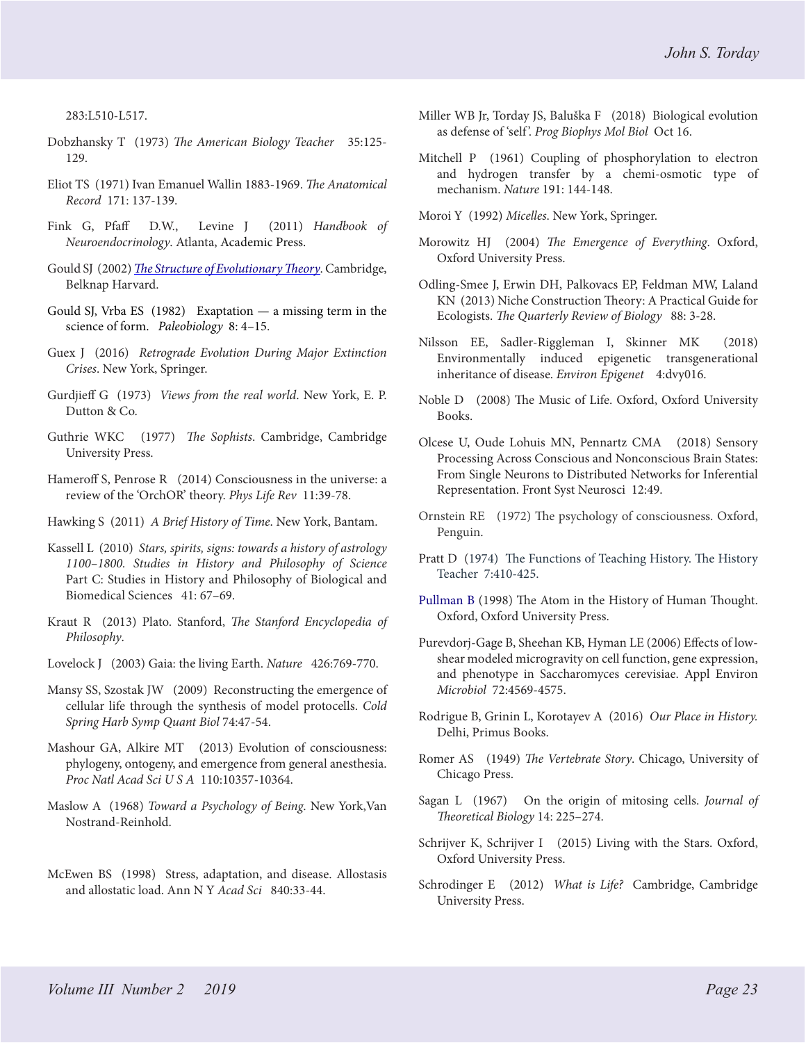283:L510-L517.

Dobzhansky T (1973) *The American Biology Teacher* 35:125-129.

Eliot TS (1971) Ivan Emanuel Wallin 1883-1969. *The Anatomical Record* 171: 137-139.

Fink G, Pfaff D.W., Levine J (2011) *Handbook of Neuroendocrinology*. Atlanta, Academic Press.

Gould SJ (2002) *The Structure of Evolutionary Theory*. Cambridge, Belknap Harvard.

Gould SJ, Vrba ES (1982) Exaptation — a missing term in the science of form. *Paleobiology* 8: 4–15.

Guex J (2016) *Retrograde Evolution During Major Extinction Crises*. New York, Springer.

Gurdjieff G (1973) *Views from the real world*. New York, E. P. Dutton & Co.

Guthrie WKC (1977) *The Sophists*. Cambridge, Cambridge University Press.

Hameroff S, Penrose R (2014) Consciousness in the universe: a review of the 'OrchOR' theory. *Phys Life Rev* 11:39-78.

Hawking S (2011) *A Brief History of Time*. New York, Bantam.

Kassell L (2010) *Stars, spirits, signs: towards a history of astrology 1100–1800. Studies in History and Philosophy of Science* Part C: Studies in History and Philosophy of Biological and Biomedical Sciences 41: 67–69.

Kraut R (2013) Plato. Stanford, *The Stanford Encyclopedia of Philosophy*.

Lovelock J (2003) Gaia: the living Earth. *Nature* 426:769-770.

Mansy SS, Szostak JW (2009) Reconstructing the emergence of cellular life through the synthesis of model protocells. *Cold Spring Harb Symp Quant Biol* 74:47-54.

Mashour GA, Alkire MT (2013) Evolution of consciousness: phylogeny, ontogeny, and emergence from general anesthesia. *Proc Natl Acad Sci U S A* 110:10357-10364.

Maslow A (1968) *Toward a Psychology of Being*. New York,Van Nostrand-Reinhold.

McEwen BS (1998) Stress, adaptation, and disease. Allostasis and allostatic load. Ann N Y *Acad Sci* 840:33-44.

Miller WB Jr, Torday JS, Baluška F (2018) Biological evolution as defense of 'self'. *Prog Biophys Mol Biol* Oct 16.

Mitchell P (1961) Coupling of phosphorylation to electron and hydrogen transfer by a chemi-osmotic type of mechanism. *Nature* 191: 144-148.

Moroi Y (1992) *Micelles*. New York, Springer.

Morowitz HJ (2004) *The Emergence of Everything*. Oxford, Oxford University Press.

Odling-Smee J, Erwin DH, Palkovacs EP, Feldman MW, Laland KN (2013) Niche Construction Theory: A Practical Guide for Ecologists. *The Quarterly Review of Biology* 88: 3-28.

Nilsson EE, Sadler-Riggleman I, Skinner MK (2018) Environmentally induced epigenetic transgenerational inheritance of disease. *Environ Epigenet* 4:dvy016.

Noble D (2008) The Music of Life. Oxford, Oxford University Books.

Olcese U, Oude Lohuis MN, Pennartz CMA (2018) Sensory Processing Across Conscious and Nonconscious Brain States: From Single Neurons to Distributed Networks for Inferential Representation. Front Syst Neurosci 12:49.

Ornstein RE (1972) The psychology of consciousness. Oxford, Penguin.

Pratt D (1974) The Functions of Teaching History. The History Teacher 7:410-425.

Pullman B (1998) The Atom in the History of Human Thought. Oxford, Oxford University Press.

Purevdorj-Gage B, Sheehan KB, Hyman LE (2006) Effects of low-shear modeled microgravity on cell function, gene expression, and phenotype in Saccharomyces cerevisiae. Appl Environ *Microbiol* 72:4569-4575.

Rodrigue B, Grinin L, Korotayev A (2016) *Our Place in History.* Delhi, Primus Books.

Romer AS (1949) *The Vertebrate Story*. Chicago, University of Chicago Press.

Sagan L (1967) On the origin of mitosing cells. *Journal of Theoretical Biology* 14: 225–274.

Schrijver K, Schrijver I (2015) Living with the Stars. Oxford, Oxford University Press.

Schrodinger E (2012) *What is Life?* Cambridge, Cambridge University Press.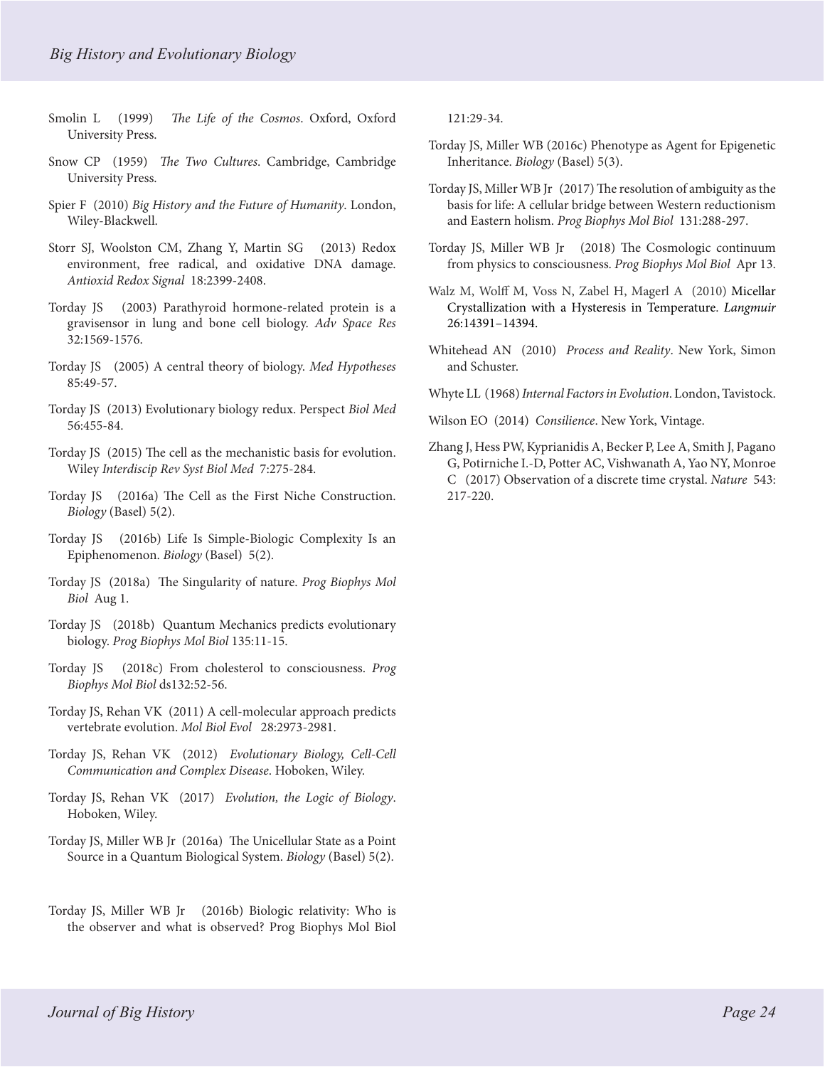Smolin L (1999) *The Life of the Cosmos*. Oxford, Oxford University Press.

Snow CP (1959) *The Two Cultures*. Cambridge, Cambridge University Press.

Spier F (2010) *Big History and the Future of Humanity*. London, Wiley-Blackwell.

Storr SJ, Woolston CM, Zhang Y, Martin SG (2013) Redox environment, free radical, and oxidative DNA damage. *Antioxid Redox Signal* 18:2399-2408.

Torday JS (2003) Parathyroid hormone-related protein is a gravisensor in lung and bone cell biology. *Adv Space Res* 32:1569-1576.

Torday JS (2005) A central theory of biology. *Med Hypotheses* 85:49-57.

Torday JS (2013) Evolutionary biology redux. Perspect *Biol Med* 56:455-84.

Torday JS (2015) The cell as the mechanistic basis for evolution. Wiley *Interdiscip Rev Syst Biol Med* 7:275-284.

Torday JS (2016a) The Cell as the First Niche Construction. *Biology* (Basel) 5(2).

Torday JS (2016b) Life Is Simple-Biologic Complexity Is an Epiphenomenon. *Biology* (Basel) 5(2).

Torday JS (2018a) The Singularity of nature. *Prog Biophys Mol Biol* Aug 1.

Torday JS (2018b) Quantum Mechanics predicts evolutionary biology. *Prog Biophys Mol Biol* 135:11-15.

Torday JS (2018c) From cholesterol to consciousness. *Prog Biophys Mol Biol* ds132:52-56.

Torday JS, Rehan VK (2011) A cell-molecular approach predicts vertebrate evolution. *Mol Biol Evol* 28:2973-2981.

Torday JS, Rehan VK (2012) *Evolutionary Biology, Cell-Cell Communication and Complex Disease*. Hoboken, Wiley.

Torday JS, Rehan VK (2017) *Evolution, the Logic of Biology*. Hoboken, Wiley.

Torday JS, Miller WB Jr (2016a) The Unicellular State as a Point Source in a Quantum Biological System. *Biology* (Basel) 5(2).

Torday JS, Miller WB Jr (2016b) Biologic relativity: Who is the observer and what is observed? Prog Biophys Mol Biol 121:29-34.

Torday JS, Miller WB (2016c) Phenotype as Agent for Epigenetic Inheritance. *Biology* (Basel) 5(3).

Torday JS, Miller WB Jr (2017) The resolution of ambiguity as the basis for life: A cellular bridge between Western reductionism and Eastern holism. *Prog Biophys Mol Biol* 131:288-297.

Torday JS, Miller WB Jr (2018) The Cosmologic continuum from physics to consciousness. *Prog Biophys Mol Biol* Apr 13.

Walz M, Wolff M, Voss N, Zabel H, Magerl A (2010) Micellar Crystallization with a Hysteresis in Temperature. *Langmuir* 26:14391–14394.

Whitehead AN (2010) *Process and Reality*. New York, Simon and Schuster.

Whyte LL (1968) *Internal Factors in Evolution*. London, Tavistock.

Wilson EO (2014) *Consilience*. New York, Vintage.

Zhang J, Hess PW, Kyprianidis A, Becker P, Lee A, Smith J, Pagano G, Potirniche I.-D, Potter AC, Vishwanath A, Yao NY, Monroe C (2017) Observation of a discrete time crystal. *Nature* 543: 217-220.